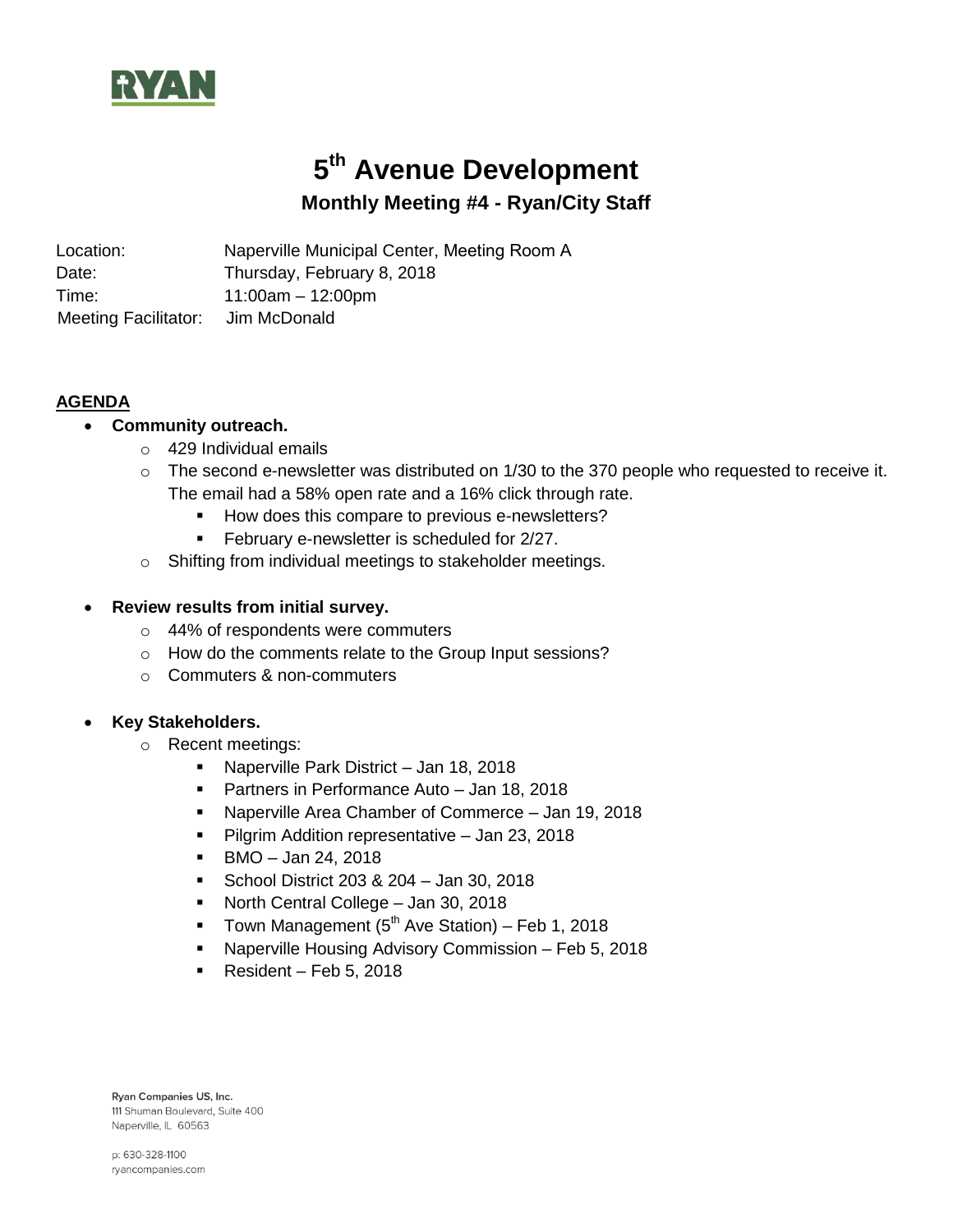RYAN

# 5th Avenue Development

## Monthly Meeting #4 - Ryan/City Staff

Location: Naperville Municipal Center, Meeting Room A
Date: Thursday, February 8, 2018
Time: 11:00am – 12:00pm
Meeting Facilitator: Jim McDonald

**AGENDA**

- **Community outreach.**
  - 429 Individual emails
  - The second e-newsletter was distributed on 1/30 to the 370 people who requested to receive it. The email had a 58% open rate and a 16% click through rate.
    - How does this compare to previous e-newsletters?
    - February e-newsletter is scheduled for 2/27.
  - Shifting from individual meetings to stakeholder meetings.

- **Review results from initial survey.**
  - 44% of respondents were commuters
  - How do the comments relate to the Group Input sessions?
  - Commuters & non-commuters

- **Key Stakeholders.**
  - Recent meetings:
    - Naperville Park District – Jan 18, 2018
    - Partners in Performance Auto – Jan 18, 2018
    - Naperville Area Chamber of Commerce – Jan 19, 2018
    - Pilgrim Addition representative – Jan 23, 2018
    - BMO – Jan 24, 2018
    - School District 203 & 204 – Jan 30, 2018
    - North Central College – Jan 30, 2018
    - Town Management (5th Ave Station) – Feb 1, 2018
    - Naperville Housing Advisory Commission – Feb 5, 2018
    - Resident – Feb 5, 2018

Ryan Companies US, Inc.
111 Shuman Boulevard, Suite 400
Naperville, IL 60563

p: 630-328-1100
ryancompanies.com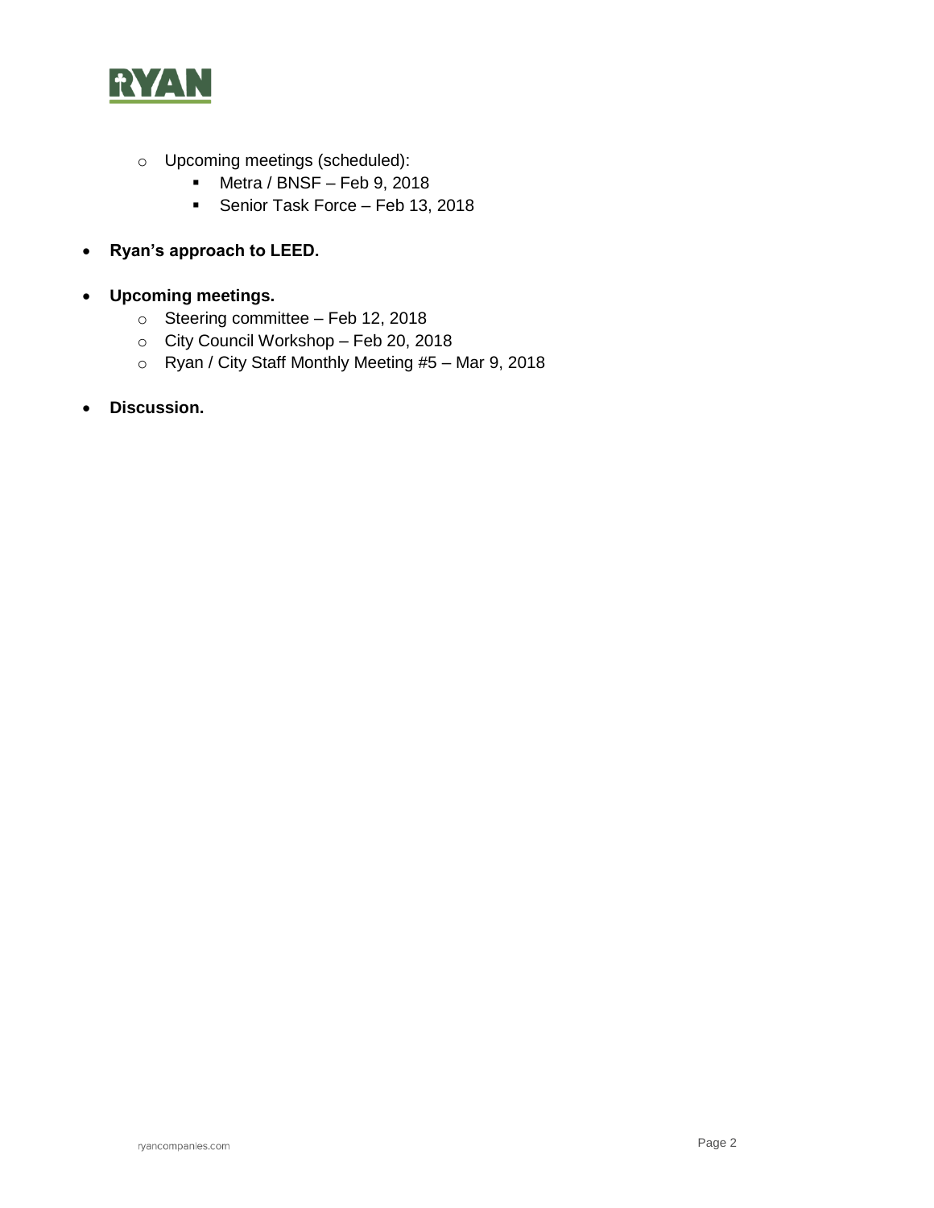- Upcoming meetings (scheduled):
    - Metra / BNSF – Feb 9, 2018
    - Senior Task Force – Feb 13, 2018

- **Ryan's approach to LEED.**

- **Upcoming meetings.**
  - Steering committee – Feb 12, 2018
  - City Council Workshop – Feb 20, 2018
  - Ryan / City Staff Monthly Meeting #5 – Mar 9, 2018

- **Discussion.**